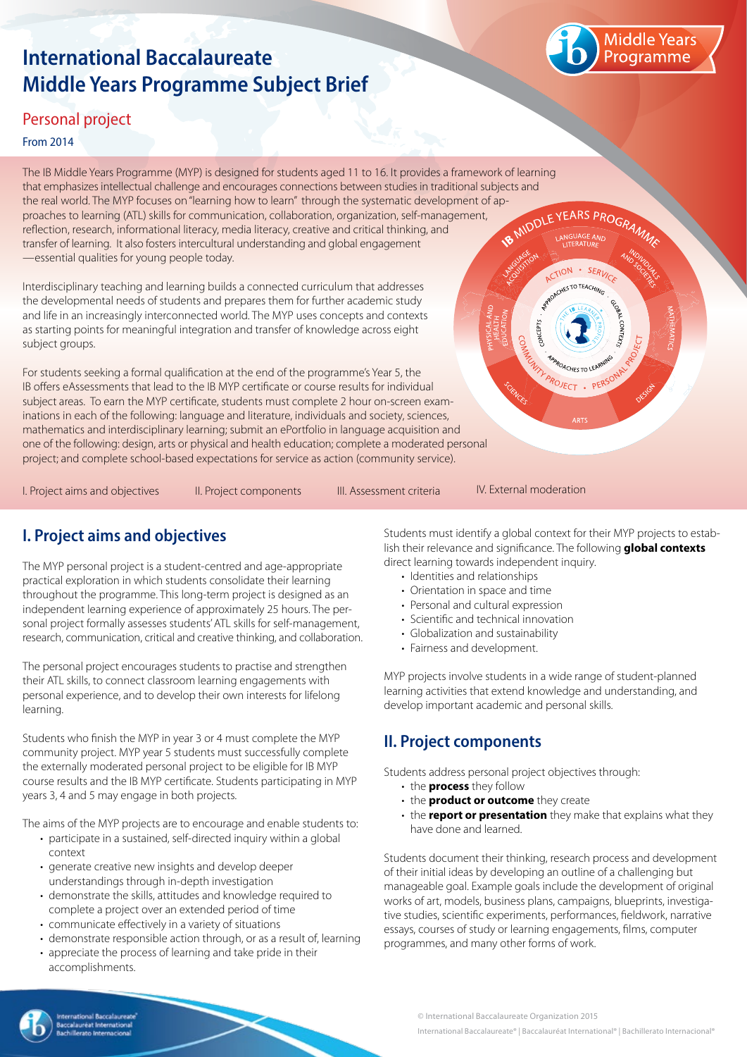# International Baccalaureate Middle Years Programme Subject Brief

## Personal project

From 2014

The IB Middle Years Programme (MYP) is designed for students aged 11 to 16. It provides a framework of learning that emphasizes intellectual challenge and encourages connections between studies in traditional subjects and the real world. The MYP focuses on "learning how to learn" through the systematic development of approaches to learning (ATL) skills for communication, collaboration, organization, self-management, reflection, research, informational literacy, media literacy, creative and critical thinking, and transfer of learning. It also fosters intercultural understanding and global engagement —essential qualities for young people today.

Interdisciplinary teaching and learning builds a connected curriculum that addresses the developmental needs of students and prepares them for further academic study and life in an increasingly interconnected world. The MYP uses concepts and contexts as starting points for meaningful integration and transfer of knowledge across eight subject groups.

For students seeking a formal qualification at the end of the programme's Year 5, the IB offers eAssessments that lead to the IB MYP certificate or course results for individual subject areas. To earn the MYP certificate, students must complete 2 hour on-screen examinations in each of the following: language and literature, individuals and society, sciences, mathematics and interdisciplinary learning; submit an ePortfolio in language acquisition and one of the following: design, arts or physical and health education; complete a moderated personal project; and complete school-based expectations for service as action (community service).

I. Project aims and objectives | II. Project components | III. Assessment criteria | IV. External moderation

## I. Project aims and objectives

The MYP personal project is a student-centred and age-appropriate practical exploration in which students consolidate their learning throughout the programme. This long-term project is designed as an independent learning experience of approximately 25 hours. The personal project formally assesses students' ATL skills for self-management, research, communication, critical and creative thinking, and collaboration.

The personal project encourages students to practise and strengthen their ATL skills, to connect classroom learning engagements with personal experience, and to develop their own interests for lifelong learning.

Students who finish the MYP in year 3 or 4 must complete the MYP community project. MYP year 5 students must successfully complete the externally moderated personal project to be eligible for IB MYP course results and the IB MYP certificate. Students participating in MYP years 3, 4 and 5 may engage in both projects.

The aims of the MYP projects are to encourage and enable students to:

- participate in a sustained, self-directed inquiry within a global context
- generate creative new insights and develop deeper understandings through in-depth investigation
- demonstrate the skills, attitudes and knowledge required to complete a project over an extended period of time
- communicate effectively in a variety of situations
- demonstrate responsible action through, or as a result of, learning
- appreciate the process of learning and take pride in their accomplishments.

Students must identify a global context for their MYP projects to establish their relevance and significance. The following **global contexts** direct learning towards independent inquiry.

- Identities and relationships
- Orientation in space and time
- Personal and cultural expression
- Scientific and technical innovation
- Globalization and sustainability
- Fairness and development.

MYP projects involve students in a wide range of student-planned learning activities that extend knowledge and understanding, and develop important academic and personal skills.

## II. Project components

Students address personal project objectives through:

- the **process** they follow
- the **product or outcome** they create
- the **report or presentation** they make that explains what they have done and learned.

Students document their thinking, research process and development of their initial ideas by developing an outline of a challenging but manageable goal. Example goals include the development of original works of art, models, business plans, campaigns, blueprints, investigative studies, scientific experiments, performances, fieldwork, narrative essays, courses of study or learning engagements, films, computer programmes, and many other forms of work.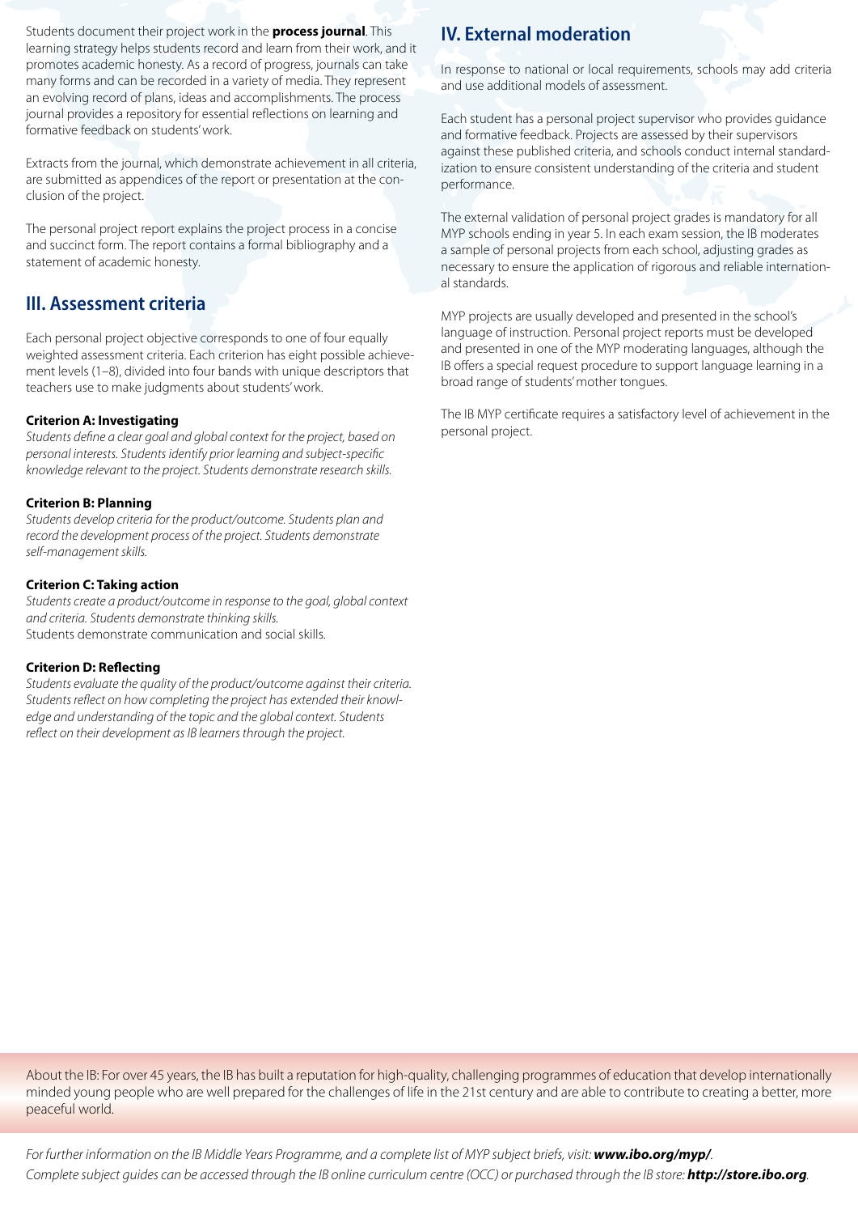Students document their project work in the **process journal**. This learning strategy helps students record and learn from their work, and it promotes academic honesty. As a record of progress, journals can take many forms and can be recorded in a variety of media. They represent an evolving record of plans, ideas and accomplishments. The process journal provides a repository for essential reflections on learning and formative feedback on students' work.

Extracts from the journal, which demonstrate achievement in all criteria, are submitted as appendices of the report or presentation at the conclusion of the project.

The personal project report explains the project process in a concise and succinct form. The report contains a formal bibliography and a statement of academic honesty.

## III. Assessment criteria

Each personal project objective corresponds to one of four equally weighted assessment criteria. Each criterion has eight possible achievement levels (1–8), divided into four bands with unique descriptors that teachers use to make judgments about students' work.

**Criterion A: Investigating**

*Students define a clear goal and global context for the project, based on personal interests. Students identify prior learning and subject-specific knowledge relevant to the project. Students demonstrate research skills.*

**Criterion B: Planning**

*Students develop criteria for the product/outcome. Students plan and record the development process of the project. Students demonstrate self-management skills.*

**Criterion C: Taking action**

*Students create a product/outcome in response to the goal, global context and criteria. Students demonstrate thinking skills.*
Students demonstrate communication and social skills.

**Criterion D: Reflecting**

*Students evaluate the quality of the product/outcome against their criteria. Students reflect on how completing the project has extended their knowledge and understanding of the topic and the global context. Students reflect on their development as IB learners through the project.*

## IV. External moderation

In response to national or local requirements, schools may add criteria and use additional models of assessment.

Each student has a personal project supervisor who provides guidance and formative feedback. Projects are assessed by their supervisors against these published criteria, and schools conduct internal standardization to ensure consistent understanding of the criteria and student performance.

The external validation of personal project grades is mandatory for all MYP schools ending in year 5. In each exam session, the IB moderates a sample of personal projects from each school, adjusting grades as necessary to ensure the application of rigorous and reliable international standards.

MYP projects are usually developed and presented in the school's language of instruction. Personal project reports must be developed and presented in one of the MYP moderating languages, although the IB offers a special request procedure to support language learning in a broad range of students' mother tongues.

The IB MYP certificate requires a satisfactory level of achievement in the personal project.

About the IB: For over 45 years, the IB has built a reputation for high-quality, challenging programmes of education that develop internationally minded young people who are well prepared for the challenges of life in the 21st century and are able to contribute to creating a better, more peaceful world.

*For further information on the IB Middle Years Programme, and a complete list of MYP subject briefs, visit:* ***www.ibo.org/myp/****.*
*Complete subject guides can be accessed through the IB online curriculum centre (OCC) or purchased through the IB store:* ***http://store.ibo.org****.*